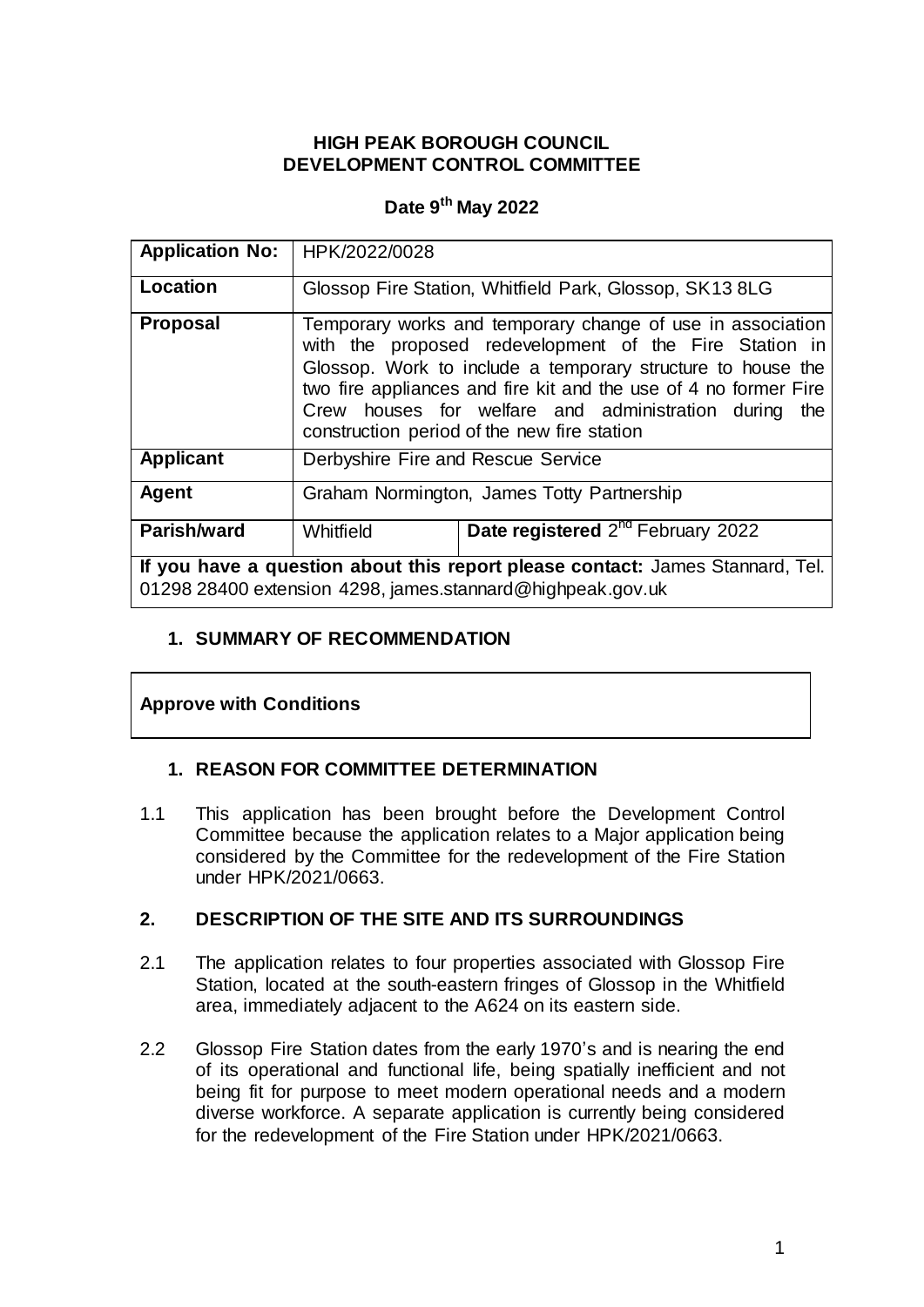**HIGH PEAK BOROUGH COUNCIL**
**DEVELOPMENT CONTROL COMMITTEE**

**Date 9th May 2022**

| **Application No:** | HPK/2022/0028 | |
|---|---|---|
| **Location** | Glossop Fire Station, Whitfield Park, Glossop, SK13 8LG | |
| **Proposal** | Temporary works and temporary change of use in association with the proposed redevelopment of the Fire Station in Glossop. Work to include a temporary structure to house the two fire appliances and fire kit and the use of 4 no former Fire Crew houses for welfare and administration during the construction period of the new fire station | |
| **Applicant** | Derbyshire Fire and Rescue Service | |
| **Agent** | Graham Normington, James Totty Partnership | |
| **Parish/ward** | Whitfield | **Date registered** 2nd February 2022 |
| **If you have a question about this report please contact:** James Stannard, Tel. 01298 28400 extension 4298, james.stannard@highpeak.gov.uk | | |

## 1. SUMMARY OF RECOMMENDATION

**Approve with Conditions**

## 1. REASON FOR COMMITTEE DETERMINATION

1.1 This application has been brought before the Development Control Committee because the application relates to a Major application being considered by the Committee for the redevelopment of the Fire Station under HPK/2021/0663.

## 2. DESCRIPTION OF THE SITE AND ITS SURROUNDINGS

2.1 The application relates to four properties associated with Glossop Fire Station, located at the south-eastern fringes of Glossop in the Whitfield area, immediately adjacent to the A624 on its eastern side.

2.2 Glossop Fire Station dates from the early 1970's and is nearing the end of its operational and functional life, being spatially inefficient and not being fit for purpose to meet modern operational needs and a modern diverse workforce. A separate application is currently being considered for the redevelopment of the Fire Station under HPK/2021/0663.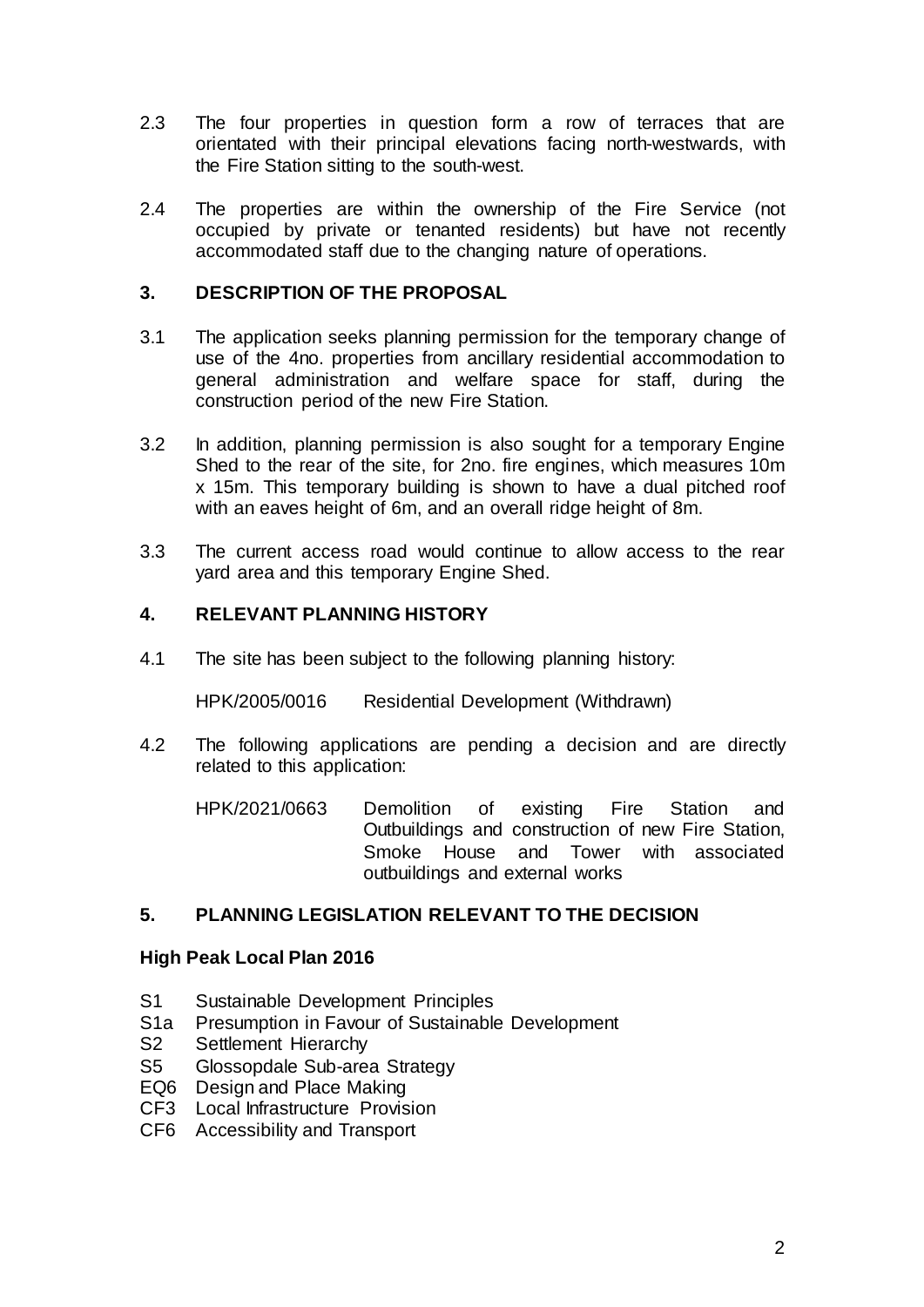2.3 The four properties in question form a row of terraces that are orientated with their principal elevations facing north-westwards, with the Fire Station sitting to the south-west.

2.4 The properties are within the ownership of the Fire Service (not occupied by private or tenanted residents) but have not recently accommodated staff due to the changing nature of operations.

## 3. DESCRIPTION OF THE PROPOSAL

3.1 The application seeks planning permission for the temporary change of use of the 4no. properties from ancillary residential accommodation to general administration and welfare space for staff, during the construction period of the new Fire Station.

3.2 In addition, planning permission is also sought for a temporary Engine Shed to the rear of the site, for 2no. fire engines, which measures 10m x 15m. This temporary building is shown to have a dual pitched roof with an eaves height of 6m, and an overall ridge height of 8m.

3.3 The current access road would continue to allow access to the rear yard area and this temporary Engine Shed.

## 4. RELEVANT PLANNING HISTORY

4.1 The site has been subject to the following planning history:

HPK/2005/0016 Residential Development (Withdrawn)

4.2 The following applications are pending a decision and are directly related to this application:

HPK/2021/0663 Demolition of existing Fire Station and Outbuildings and construction of new Fire Station, Smoke House and Tower with associated outbuildings and external works

## 5. PLANNING LEGISLATION RELEVANT TO THE DECISION

### High Peak Local Plan 2016

- S1 Sustainable Development Principles
- S1a Presumption in Favour of Sustainable Development
- S2 Settlement Hierarchy
- S5 Glossopdale Sub-area Strategy
- EQ6 Design and Place Making
- CF3 Local Infrastructure Provision
- CF6 Accessibility and Transport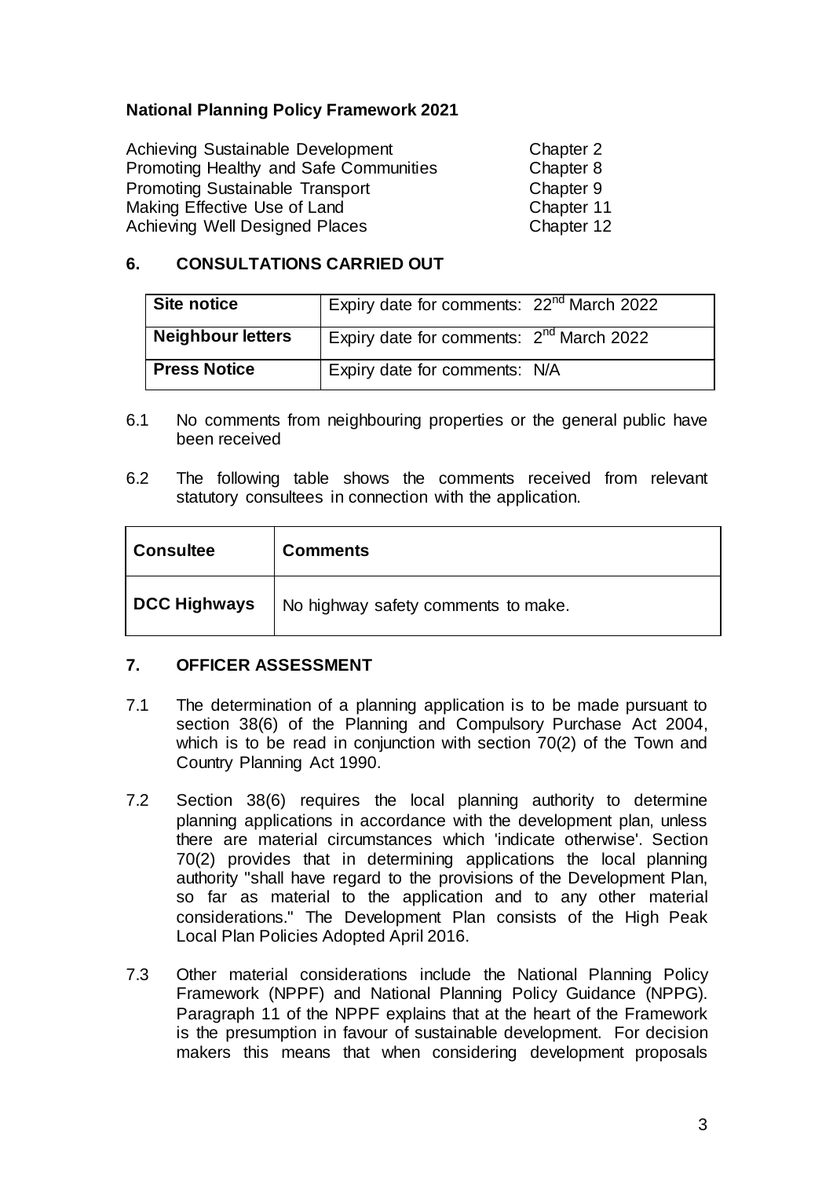**National Planning Policy Framework 2021**

| | |
|---|---|
| Achieving Sustainable Development | Chapter 2 |
| Promoting Healthy and Safe Communities | Chapter 8 |
| Promoting Sustainable Transport | Chapter 9 |
| Making Effective Use of Land | Chapter 11 |
| Achieving Well Designed Places | Chapter 12 |

## 6. CONSULTATIONS CARRIED OUT

| | |
|---|---|
| **Site notice** | Expiry date for comments: 22nd March 2022 |
| **Neighbour letters** | Expiry date for comments: 2nd March 2022 |
| **Press Notice** | Expiry date for comments: N/A |

6.1 No comments from neighbouring properties or the general public have been received

6.2 The following table shows the comments received from relevant statutory consultees in connection with the application.

| Consultee | Comments |
|---|---|
| **DCC Highways** | No highway safety comments to make. |

## 7. OFFICER ASSESSMENT

7.1 The determination of a planning application is to be made pursuant to section 38(6) of the Planning and Compulsory Purchase Act 2004, which is to be read in conjunction with section 70(2) of the Town and Country Planning Act 1990.

7.2 Section 38(6) requires the local planning authority to determine planning applications in accordance with the development plan, unless there are material circumstances which 'indicate otherwise'. Section 70(2) provides that in determining applications the local planning authority "shall have regard to the provisions of the Development Plan, so far as material to the application and to any other material considerations." The Development Plan consists of the High Peak Local Plan Policies Adopted April 2016.

7.3 Other material considerations include the National Planning Policy Framework (NPPF) and National Planning Policy Guidance (NPPG). Paragraph 11 of the NPPF explains that at the heart of the Framework is the presumption in favour of sustainable development. For decision makers this means that when considering development proposals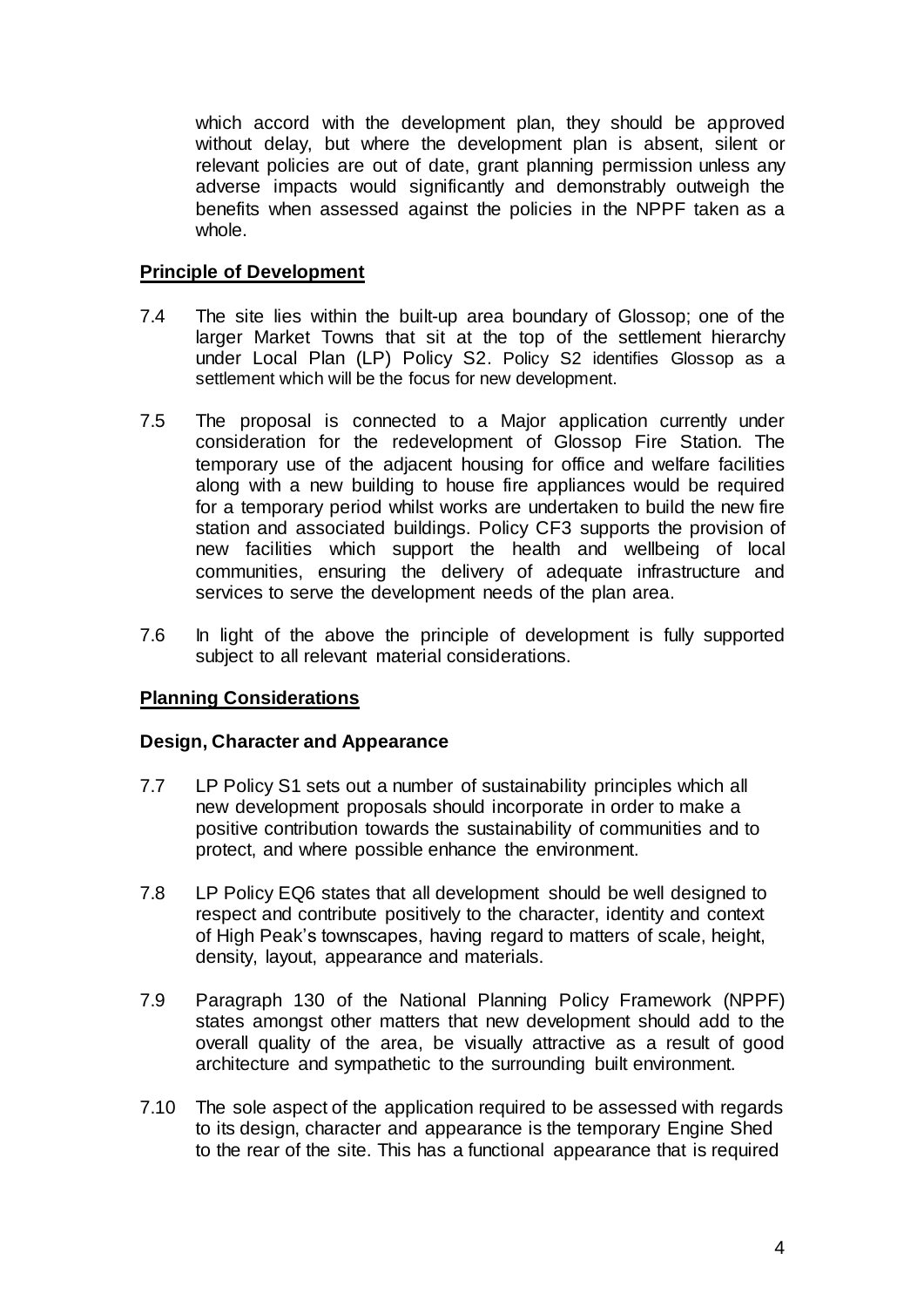which accord with the development plan, they should be approved without delay, but where the development plan is absent, silent or relevant policies are out of date, grant planning permission unless any adverse impacts would significantly and demonstrably outweigh the benefits when assessed against the policies in the NPPF taken as a whole.

## Principle of Development

7.4 The site lies within the built-up area boundary of Glossop; one of the larger Market Towns that sit at the top of the settlement hierarchy under Local Plan (LP) Policy S2. Policy S2 identifies Glossop as a settlement which will be the focus for new development.

7.5 The proposal is connected to a Major application currently under consideration for the redevelopment of Glossop Fire Station. The temporary use of the adjacent housing for office and welfare facilities along with a new building to house fire appliances would be required for a temporary period whilst works are undertaken to build the new fire station and associated buildings. Policy CF3 supports the provision of new facilities which support the health and wellbeing of local communities, ensuring the delivery of adequate infrastructure and services to serve the development needs of the plan area.

7.6 In light of the above the principle of development is fully supported subject to all relevant material considerations.

## Planning Considerations

### Design, Character and Appearance

7.7 LP Policy S1 sets out a number of sustainability principles which all new development proposals should incorporate in order to make a positive contribution towards the sustainability of communities and to protect, and where possible enhance the environment.

7.8 LP Policy EQ6 states that all development should be well designed to respect and contribute positively to the character, identity and context of High Peak's townscapes, having regard to matters of scale, height, density, layout, appearance and materials.

7.9 Paragraph 130 of the National Planning Policy Framework (NPPF) states amongst other matters that new development should add to the overall quality of the area, be visually attractive as a result of good architecture and sympathetic to the surrounding built environment.

7.10 The sole aspect of the application required to be assessed with regards to its design, character and appearance is the temporary Engine Shed to the rear of the site. This has a functional appearance that is required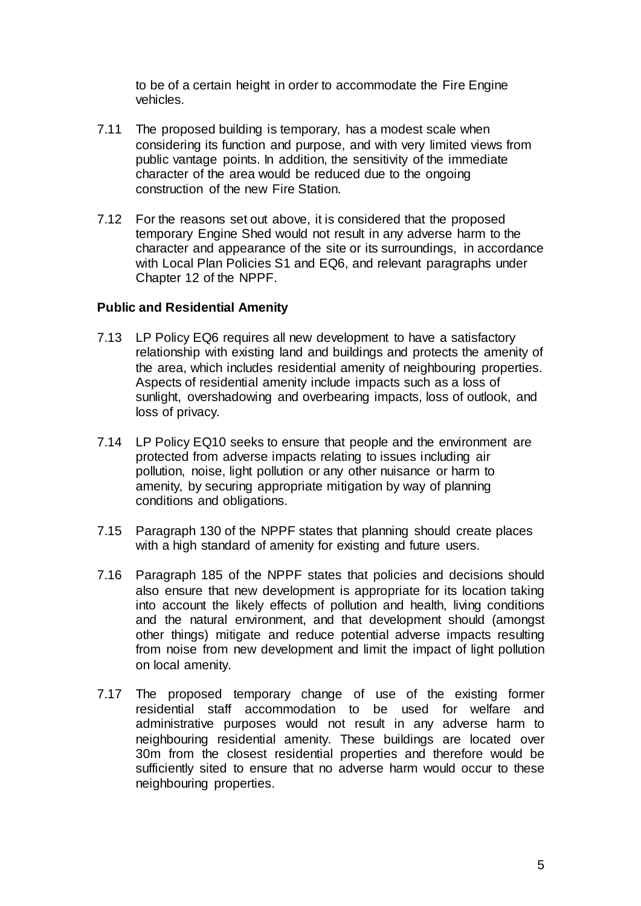to be of a certain height in order to accommodate the Fire Engine vehicles.

7.11 The proposed building is temporary, has a modest scale when considering its function and purpose, and with very limited views from public vantage points. In addition, the sensitivity of the immediate character of the area would be reduced due to the ongoing construction of the new Fire Station.

7.12 For the reasons set out above, it is considered that the proposed temporary Engine Shed would not result in any adverse harm to the character and appearance of the site or its surroundings, in accordance with Local Plan Policies S1 and EQ6, and relevant paragraphs under Chapter 12 of the NPPF.

**Public and Residential Amenity**

7.13 LP Policy EQ6 requires all new development to have a satisfactory relationship with existing land and buildings and protects the amenity of the area, which includes residential amenity of neighbouring properties. Aspects of residential amenity include impacts such as a loss of sunlight, overshadowing and overbearing impacts, loss of outlook, and loss of privacy.

7.14 LP Policy EQ10 seeks to ensure that people and the environment are protected from adverse impacts relating to issues including air pollution, noise, light pollution or any other nuisance or harm to amenity, by securing appropriate mitigation by way of planning conditions and obligations.

7.15 Paragraph 130 of the NPPF states that planning should create places with a high standard of amenity for existing and future users.

7.16 Paragraph 185 of the NPPF states that policies and decisions should also ensure that new development is appropriate for its location taking into account the likely effects of pollution and health, living conditions and the natural environment, and that development should (amongst other things) mitigate and reduce potential adverse impacts resulting from noise from new development and limit the impact of light pollution on local amenity.

7.17 The proposed temporary change of use of the existing former residential staff accommodation to be used for welfare and administrative purposes would not result in any adverse harm to neighbouring residential amenity. These buildings are located over 30m from the closest residential properties and therefore would be sufficiently sited to ensure that no adverse harm would occur to these neighbouring properties.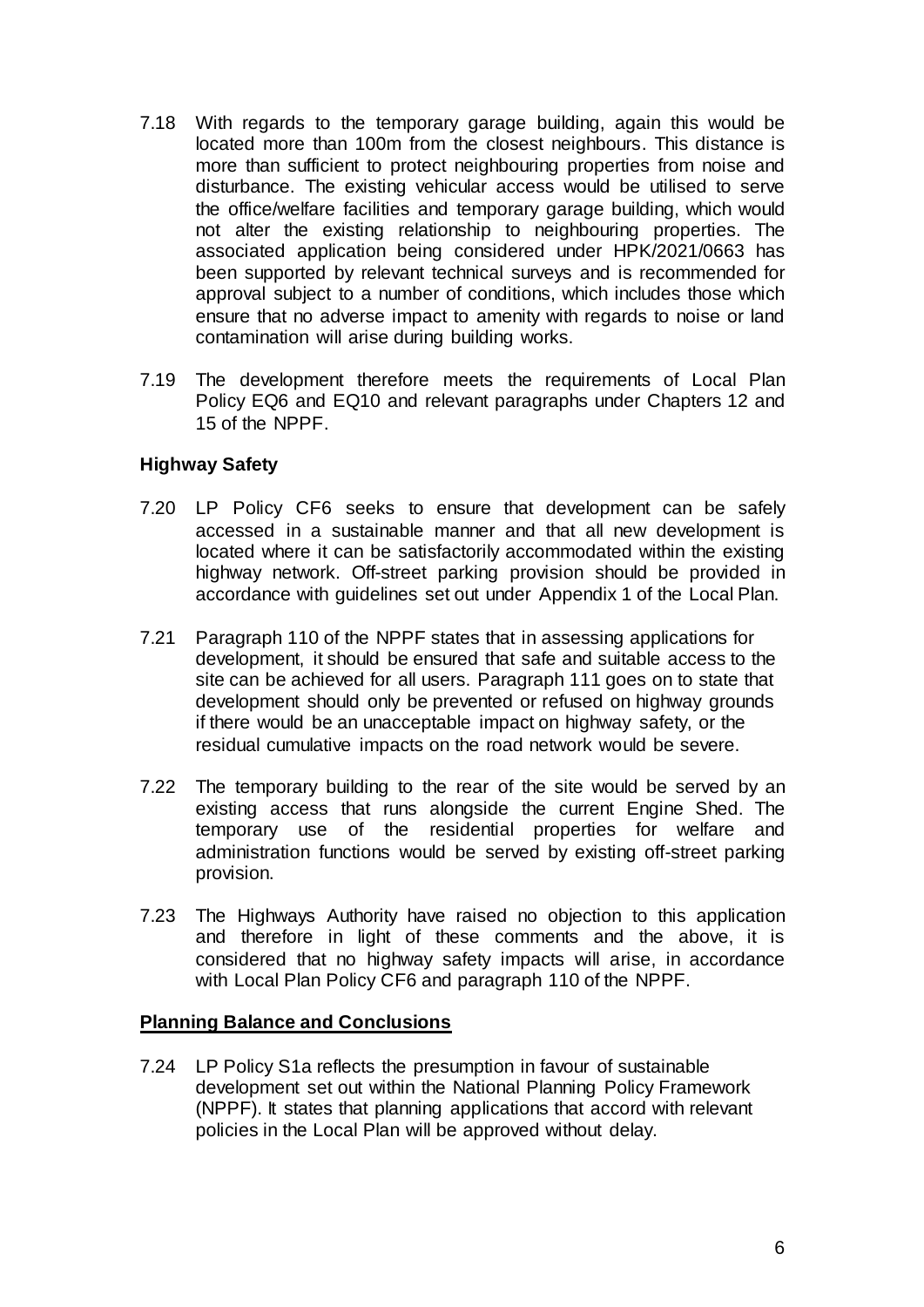7.18 With regards to the temporary garage building, again this would be located more than 100m from the closest neighbours. This distance is more than sufficient to protect neighbouring properties from noise and disturbance. The existing vehicular access would be utilised to serve the office/welfare facilities and temporary garage building, which would not alter the existing relationship to neighbouring properties. The associated application being considered under HPK/2021/0663 has been supported by relevant technical surveys and is recommended for approval subject to a number of conditions, which includes those which ensure that no adverse impact to amenity with regards to noise or land contamination will arise during building works.

7.19 The development therefore meets the requirements of Local Plan Policy EQ6 and EQ10 and relevant paragraphs under Chapters 12 and 15 of the NPPF.

**Highway Safety**

7.20 LP Policy CF6 seeks to ensure that development can be safely accessed in a sustainable manner and that all new development is located where it can be satisfactorily accommodated within the existing highway network. Off-street parking provision should be provided in accordance with guidelines set out under Appendix 1 of the Local Plan.

7.21 Paragraph 110 of the NPPF states that in assessing applications for development, it should be ensured that safe and suitable access to the site can be achieved for all users. Paragraph 111 goes on to state that development should only be prevented or refused on highway grounds if there would be an unacceptable impact on highway safety, or the residual cumulative impacts on the road network would be severe.

7.22 The temporary building to the rear of the site would be served by an existing access that runs alongside the current Engine Shed. The temporary use of the residential properties for welfare and administration functions would be served by existing off-street parking provision.

7.23 The Highways Authority have raised no objection to this application and therefore in light of these comments and the above, it is considered that no highway safety impacts will arise, in accordance with Local Plan Policy CF6 and paragraph 110 of the NPPF.

**Planning Balance and Conclusions**

7.24 LP Policy S1a reflects the presumption in favour of sustainable development set out within the National Planning Policy Framework (NPPF). It states that planning applications that accord with relevant policies in the Local Plan will be approved without delay.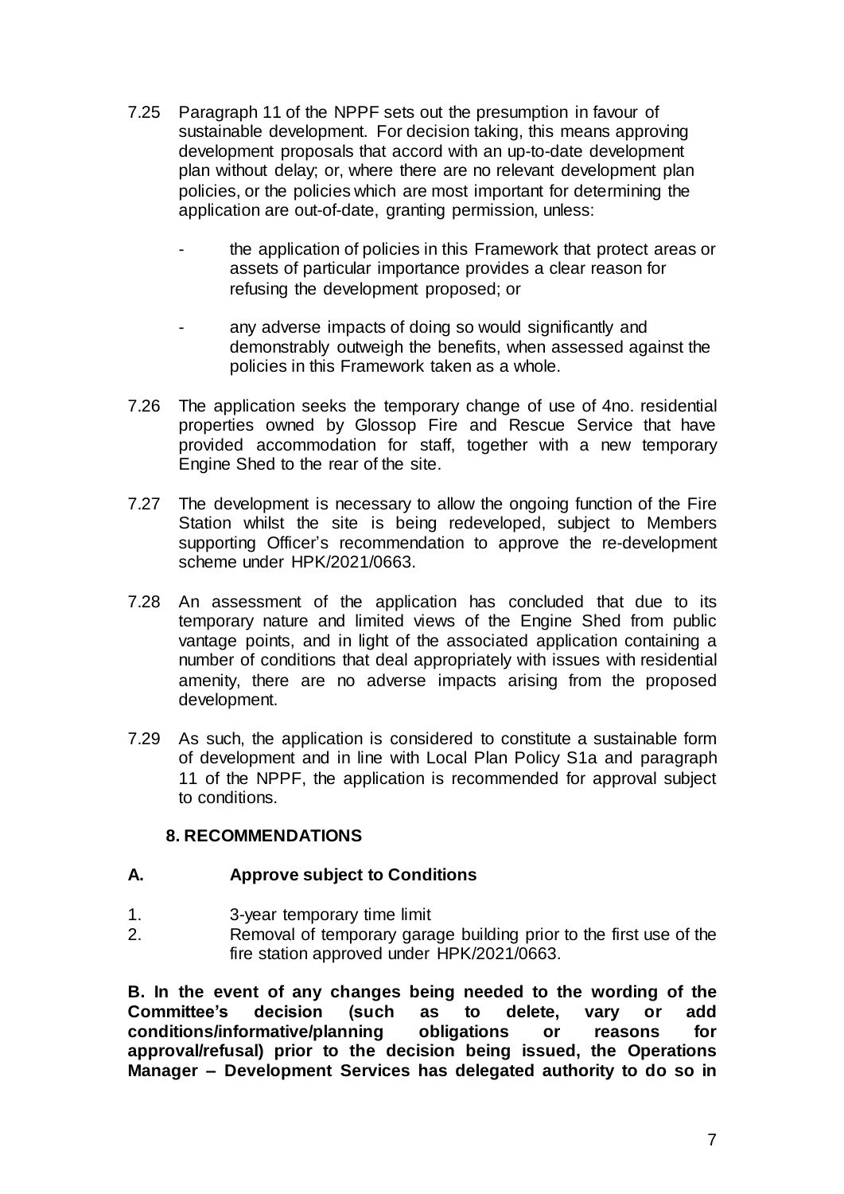7.25 Paragraph 11 of the NPPF sets out the presumption in favour of sustainable development. For decision taking, this means approving development proposals that accord with an up-to-date development plan without delay; or, where there are no relevant development plan policies, or the policies which are most important for determining the application are out-of-date, granting permission, unless:

- the application of policies in this Framework that protect areas or assets of particular importance provides a clear reason for refusing the development proposed; or

- any adverse impacts of doing so would significantly and demonstrably outweigh the benefits, when assessed against the policies in this Framework taken as a whole.

7.26 The application seeks the temporary change of use of 4no. residential properties owned by Glossop Fire and Rescue Service that have provided accommodation for staff, together with a new temporary Engine Shed to the rear of the site.

7.27 The development is necessary to allow the ongoing function of the Fire Station whilst the site is being redeveloped, subject to Members supporting Officer's recommendation to approve the re-development scheme under HPK/2021/0663.

7.28 An assessment of the application has concluded that due to its temporary nature and limited views of the Engine Shed from public vantage points, and in light of the associated application containing a number of conditions that deal appropriately with issues with residential amenity, there are no adverse impacts arising from the proposed development.

7.29 As such, the application is considered to constitute a sustainable form of development and in line with Local Plan Policy S1a and paragraph 11 of the NPPF, the application is recommended for approval subject to conditions.

## 8. RECOMMENDATIONS

**A. Approve subject to Conditions**

1. 3-year temporary time limit
2. Removal of temporary garage building prior to the first use of the fire station approved under HPK/2021/0663.

**B. In the event of any changes being needed to the wording of the Committee's decision (such as to delete, vary or add conditions/informative/planning obligations or reasons for approval/refusal) prior to the decision being issued, the Operations Manager – Development Services has delegated authority to do so in**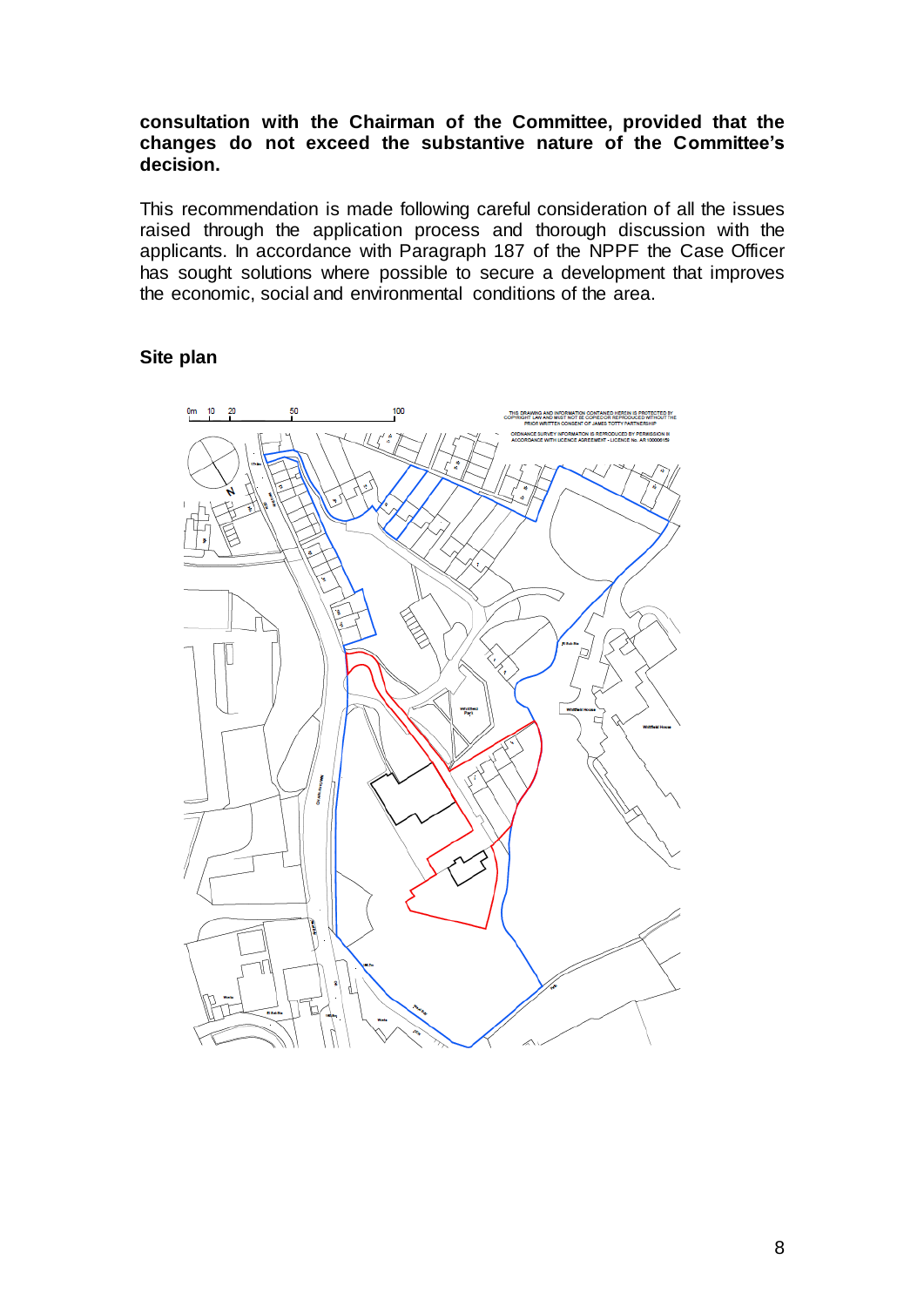**consultation with the Chairman of the Committee, provided that the changes do not exceed the substantive nature of the Committee's decision.**

This recommendation is made following careful consideration of all the issues raised through the application process and thorough discussion with the applicants. In accordance with Paragraph 187 of the NPPF the Case Officer has sought solutions where possible to secure a development that improves the economic, social and environmental conditions of the area.

**Site plan**

0m 10 20 50 100

THIS DRAWING AND INFORMATION CONTAINED HEREIN IS PROTECTED BY COPYRIGHT LAW AND MUST NOT BE COPIED OR REPRODUCED WITHOUT THE PRIOR WRITTEN CONSENT OF JAMES TOTTY PARTNERSHIP

ORDNANCE SURVEY INFORMATION IS REPRODUCED BY PERMISSION IN ACCORDANCE WITH LICENCE AGREEMENT - LICENCE No. AR 100006151

N

Whitfield Park

Whitfield House

Whitfield House